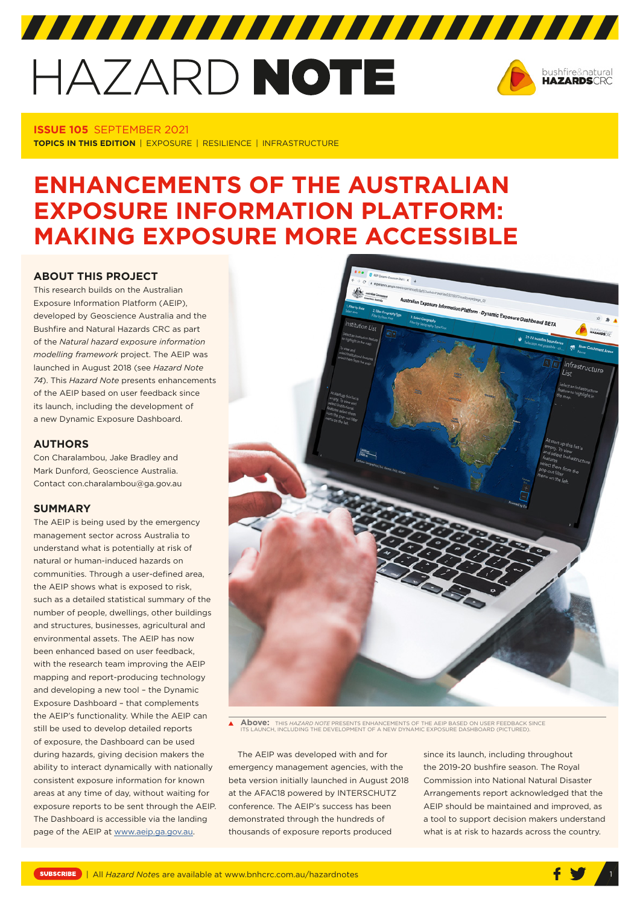# HAZARD NOTE

**ISSUE 105** SEPTEMBER 2021

**TOPICS IN THIS EDITION** | EXPOSURE | RESILIENCE | INFRASTRUCTURE

# ENHANCEMENTS OF THE AUSTRALIAN EXPOSURE INFORMATION PLATFORM: MAKING EXPOSURE MORE ACCESSIBLE

## ABOUT THIS PROJECT

This research builds on the Australian Exposure Information Platform (AEIP), developed by Geoscience Australia and the Bushfire and Natural Hazards CRC as part of the *Natural hazard exposure information modelling framework* project. The AEIP was launched in August 2018 (see *Hazard Note 74*). This *Hazard Note* presents enhancements of the AEIP based on user feedback since its launch, including the development of a new Dynamic Exposure Dashboard.

## AUTHORS

Con Charalambou, Jake Bradley and Mark Dunford, Geoscience Australia. Contact con.charalambou@ga.gov.au

## SUMMARY

The AEIP is being used by the emergency management sector across Australia to understand what is potentially at risk of natural or human-induced hazards on communities. Through a user-defined area, the AEIP shows what is exposed to risk, such as a detailed statistical summary of the number of people, dwellings, other buildings and structures, businesses, agricultural and environmental assets. The AEIP has now been enhanced based on user feedback, with the research team improving the AEIP mapping and report-producing technology and developing a new tool – the Dynamic Exposure Dashboard – that complements the AEIP's functionality. While the AEIP can still be used to develop detailed reports of exposure, the Dashboard can be used during hazards, giving decision makers the ability to interact dynamically with nationally consistent exposure information for known areas at any time of day, without waiting for exposure reports to be sent through the AEIP. The Dashboard is accessible via the landing page of the AEIP at www.aeip.ga.gov.au.

**Above:** THIS *HAZARD NOTE* PRESENTS ENHANCEMENTS OF THE AEIP BASED ON USER FEEDBACK SINCE ITS LAUNCH, INCLUDING THE DEVELOPMENT OF A NEW DYNAMIC EXPOSURE DASHBOARD (PICTURED).

The AEIP was developed with and for emergency management agencies, with the beta version initially launched in August 2018 at the AFAC18 powered by INTERSCHUTZ conference. The AEIP's success has been demonstrated through the hundreds of thousands of exposure reports produced since its launch, including throughout the 2019-20 bushfire season. The Royal Commission into National Natural Disaster Arrangements report acknowledged that the AEIP should be maintained and improved, as a tool to support decision makers understand what is at risk to hazards across the country.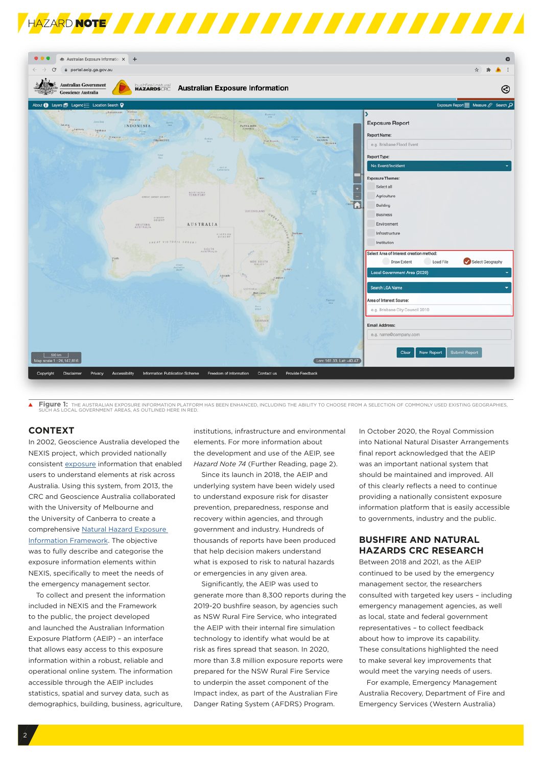**Figure 1:** THE AUSTRALIAN EXPOSURE INFORMATION PLATFORM HAS BEEN ENHANCED, INCLUDING THE ABILITY TO CHOOSE FROM A SELECTION OF COMMONLY USED EXISTING GEOGRAPHIES, SUCH AS LOCAL GOVERNMENT AREAS, AS OUTLINED HERE IN RED.

## CONTEXT

In 2002, Geoscience Australia developed the NEXIS project, which provided nationally consistent exposure information that enabled users to understand elements at risk across Australia. Using this system, from 2013, the CRC and Geoscience Australia collaborated with the University of Melbourne and the University of Canberra to create a comprehensive Natural Hazard Exposure Information Framework. The objective was to fully describe and categorise the exposure information elements within NEXIS, specifically to meet the needs of the emergency management sector.

To collect and present the information included in NEXIS and the Framework to the public, the project developed and launched the Australian Information Exposure Platform (AEIP) – an interface that allows easy access to this exposure information within a robust, reliable and operational online system. The information accessible through the AEIP includes statistics, spatial and survey data, such as demographics, building, business, agriculture, institutions, infrastructure and environmental elements. For more information about the development and use of the AEIP, see *Hazard Note 74* (Further Reading, page 2).

Since its launch in 2018, the AEIP and underlying system have been widely used to understand exposure risk for disaster prevention, preparedness, response and recovery within agencies, and through government and industry. Hundreds of thousands of reports have been produced that help decision makers understand what is exposed to risk to natural hazards or emergencies in any given area.

Significantly, the AEIP was used to generate more than 8,300 reports during the 2019-20 bushfire season, by agencies such as NSW Rural Fire Service, who integrated the AEIP with their internal fire simulation technology to identify what would be at risk as fires spread that season. In 2020, more than 3.8 million exposure reports were prepared for the NSW Rural Fire Service to underpin the asset component of the Impact index, as part of the Australian Fire Danger Rating System (AFDRS) Program.

In October 2020, the Royal Commission into National Natural Disaster Arrangements final report acknowledged that the AEIP was an important national system that should be maintained and improved. All of this clearly reflects a need to continue providing a nationally consistent exposure information platform that is easily accessible to governments, industry and the public.

## BUSHFIRE AND NATURAL HAZARDS CRC RESEARCH

Between 2018 and 2021, as the AEIP continued to be used by the emergency management sector, the researchers consulted with targeted key users – including emergency management agencies, as well as local, state and federal government representatives – to collect feedback about how to improve its capability. These consultations highlighted the need to make several key improvements that would meet the varying needs of users.

For example, Emergency Management Australia Recovery, Department of Fire and Emergency Services (Western Australia)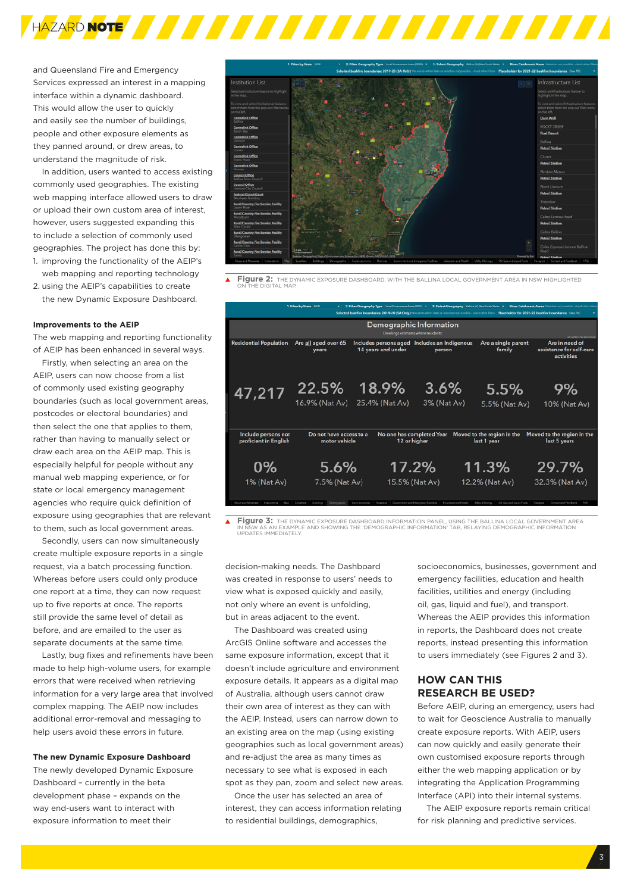and Queensland Fire and Emergency Services expressed an interest in a mapping interface within a dynamic dashboard. This would allow the user to quickly and easily see the number of buildings, people and other exposure elements as they panned around, or drew areas, to understand the magnitude of risk.

In addition, users wanted to access existing commonly used geographies. The existing web mapping interface allowed users to draw or upload their own custom area of interest, however, users suggested expanding this to include a selection of commonly used geographies. The project has done this by:

1. improving the functionality of the AEIP's web mapping and reporting technology
2. using the AEIP's capabilities to create the new Dynamic Exposure Dashboard.

**Improvements to the AEIP**

The web mapping and reporting functionality of AEIP has been enhanced in several ways.

Firstly, when selecting an area on the AEIP, users can now choose from a list of commonly used existing geography boundaries (such as local government areas, postcodes or electoral boundaries) and then select the one that applies to them, rather than having to manually select or draw each area on the AEIP map. This is especially helpful for people without any manual web mapping experience, or for state or local emergency management agencies who require quick definition of exposure using geographies that are relevant to them, such as local government areas.

Secondly, users can now simultaneously create multiple exposure reports in a single request, via a batch processing function. Whereas before users could only produce one report at a time, they can now request up to five reports at once. The reports still provide the same level of detail as before, and are emailed to the user as separate documents at the same time.

Lastly, bug fixes and refinements have been made to help high-volume users, for example errors that were received when retrieving information for a very large area that involved complex mapping. The AEIP now includes additional error-removal and messaging to help users avoid these errors in future.

**The new Dynamic Exposure Dashboard**

The newly developed Dynamic Exposure Dashboard - currently in the beta development phase - expands on the way end-users want to interact with exposure information to meet their decision-making needs. The Dashboard was created in response to users' needs to view what is exposed quickly and easily, not only where an event is unfolding, but in areas adjacent to the event.

The Dashboard was created using ArcGIS Online software and accesses the same exposure information, except that it doesn't include agriculture and environment exposure details. It appears as a digital map of Australia, although users cannot draw their own area of interest as they can with the AEIP. Instead, users can narrow down to an existing area on the map (using existing geographies such as local government areas) and re-adjust the area as many times as necessary to see what is exposed in each spot as they pan, zoom and select new areas.

Once the user has selected an area of interest, they can access information relating to residential buildings, demographics, socioeconomics, businesses, government and emergency facilities, education and health facilities, utilities and energy (including oil, gas, liquid and fuel), and transport. Whereas the AEIP provides this information in reports, the Dashboard does not create reports, instead presenting this information to users immediately (see Figures 2 and 3).

Figure 2: THE DYNAMIC EXPOSURE DASHBOARD, WITH THE BALLINA LOCAL GOVERNMENT AREA IN NSW HIGHLIGHTED ON THE DIGITAL MAP.

Figure 3: THE DYNAMIC EXPOSURE DASHBOARD INFORMATION PANEL, USING THE BALLINA LOCAL GOVERNMENT AREA IN NSW AS AN EXAMPLE AND SHOWING THE 'DEMOGRAPHIC INFORMATION' TAB, RELAYING DEMOGRAPHIC INFORMATION UPDATES IMMEDIATELY.

## HOW CAN THIS RESEARCH BE USED?

Before AEIP, during an emergency, users had to wait for Geoscience Australia to manually create exposure reports. With AEIP, users can now quickly and easily generate their own customised exposure reports through either the web mapping application or by integrating the Application Programming Interface (API) into their internal systems.

The AEIP exposure reports remain critical for risk planning and predictive services.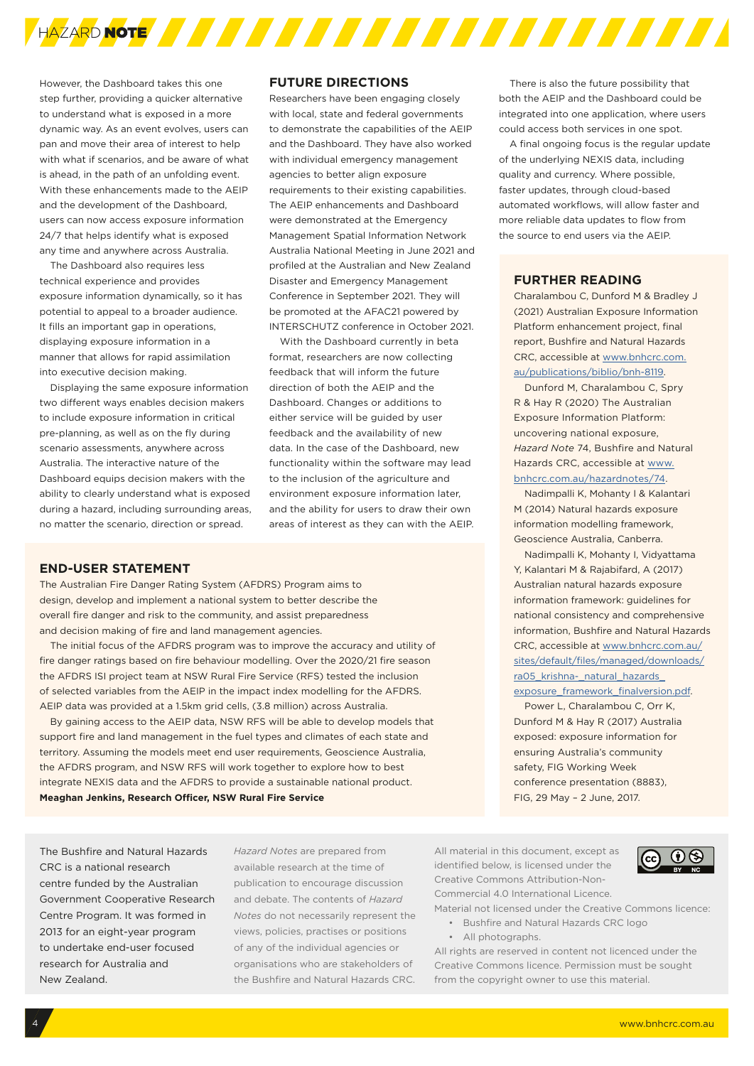However, the Dashboard takes this one step further, providing a quicker alternative to understand what is exposed in a more dynamic way. As an event evolves, users can pan and move their area of interest to help with what if scenarios, and be aware of what is ahead, in the path of an unfolding event. With these enhancements made to the AEIP and the development of the Dashboard, users can now access exposure information 24/7 that helps identify what is exposed any time and anywhere across Australia.

The Dashboard also requires less technical experience and provides exposure information dynamically, so it has potential to appeal to a broader audience. It fills an important gap in operations, displaying exposure information in a manner that allows for rapid assimilation into executive decision making.

Displaying the same exposure information two different ways enables decision makers to include exposure information in critical pre-planning, as well as on the fly during scenario assessments, anywhere across Australia. The interactive nature of the Dashboard equips decision makers with the ability to clearly understand what is exposed during a hazard, including surrounding areas, no matter the scenario, direction or spread.

## FUTURE DIRECTIONS

Researchers have been engaging closely with local, state and federal governments to demonstrate the capabilities of the AEIP and the Dashboard. They have also worked with individual emergency management agencies to better align exposure requirements to their existing capabilities. The AEIP enhancements and Dashboard were demonstrated at the Emergency Management Spatial Information Network Australia National Meeting in June 2021 and profiled at the Australian and New Zealand Disaster and Emergency Management Conference in September 2021. They will be promoted at the AFAC21 powered by INTERSCHUTZ conference in October 2021.

With the Dashboard currently in beta format, researchers are now collecting feedback that will inform the future direction of both the AEIP and the Dashboard. Changes or additions to either service will be guided by user feedback and the availability of new data. In the case of the Dashboard, new functionality within the system may lead to the inclusion of the agriculture and environment exposure information later, and the ability for users to draw their own areas of interest as they can with the AEIP.

There is also the future possibility that both the AEIP and the Dashboard could be integrated into one application, where users could access both services in one spot.

A final ongoing focus is the regular update of the underlying NEXIS data, including quality and currency. Where possible, faster updates, through cloud-based automated workflows, will allow faster and more reliable data updates to flow from the source to end users via the AEIP.

## END-USER STATEMENT

The Australian Fire Danger Rating System (AFDRS) Program aims to design, develop and implement a national system to better describe the overall fire danger and risk to the community, and assist preparedness and decision making of fire and land management agencies.

The initial focus of the AFDRS program was to improve the accuracy and utility of fire danger ratings based on fire behaviour modelling. Over the 2020/21 fire season the AFDRS ISI project team at NSW Rural Fire Service (RFS) tested the inclusion of selected variables from the AEIP in the impact index modelling for the AFDRS. AEIP data was provided at a 1.5km grid cells, (3.8 million) across Australia.

By gaining access to the AEIP data, NSW RFS will be able to develop models that support fire and land management in the fuel types and climates of each state and territory. Assuming the models meet end user requirements, Geoscience Australia, the AFDRS program, and NSW RFS will work together to explore how to best integrate NEXIS data and the AFDRS to provide a sustainable national product.

**Meaghan Jenkins, Research Officer, NSW Rural Fire Service**

## FURTHER READING

Charalambou C, Dunford M & Bradley J (2021) Australian Exposure Information Platform enhancement project, final report, Bushfire and Natural Hazards CRC, accessible at www.bnhcrc.com.au/publications/biblio/bnh-8119.

Dunford M, Charalambou C, Spry R & Hay R (2020) The Australian Exposure Information Platform: uncovering national exposure, *Hazard Note* 74, Bushfire and Natural Hazards CRC, accessible at www.bnhcrc.com.au/hazardnotes/74.

Nadimpalli K, Mohanty I & Kalantari M (2014) Natural hazards exposure information modelling framework, Geoscience Australia, Canberra.

Nadimpalli K, Mohanty I, Vidyattama Y, Kalantari M & Rajabifard, A (2017) Australian natural hazards exposure information framework: guidelines for national consistency and comprehensive information, Bushfire and Natural Hazards CRC, accessible at www.bnhcrc.com.au/sites/default/files/managed/downloads/ra05_krishna-_natural_hazards_exposure_framework_finalversion.pdf.

Power L, Charalambou C, Orr K, Dunford M & Hay R (2017) Australia exposed: exposure information for ensuring Australia's community safety, FIG Working Week conference presentation (8883), FIG, 29 May – 2 June, 2017.

The Bushfire and Natural Hazards CRC is a national research centre funded by the Australian Government Cooperative Research Centre Program. It was formed in 2013 for an eight-year program to undertake end-user focused research for Australia and New Zealand.

*Hazard Notes* are prepared from available research at the time of publication to encourage discussion and debate. The contents of *Hazard Notes* do not necessarily represent the views, policies, practises or positions of any of the individual agencies or organisations who are stakeholders of the Bushfire and Natural Hazards CRC.

All material in this document, except as identified below, is licensed under the Creative Commons Attribution-Non-Commercial 4.0 International Licence.

Material not licensed under the Creative Commons licence:

- Bushfire and Natural Hazards CRC logo
- All photographs.

All rights are reserved in content not licenced under the Creative Commons licence. Permission must be sought from the copyright owner to use this material.